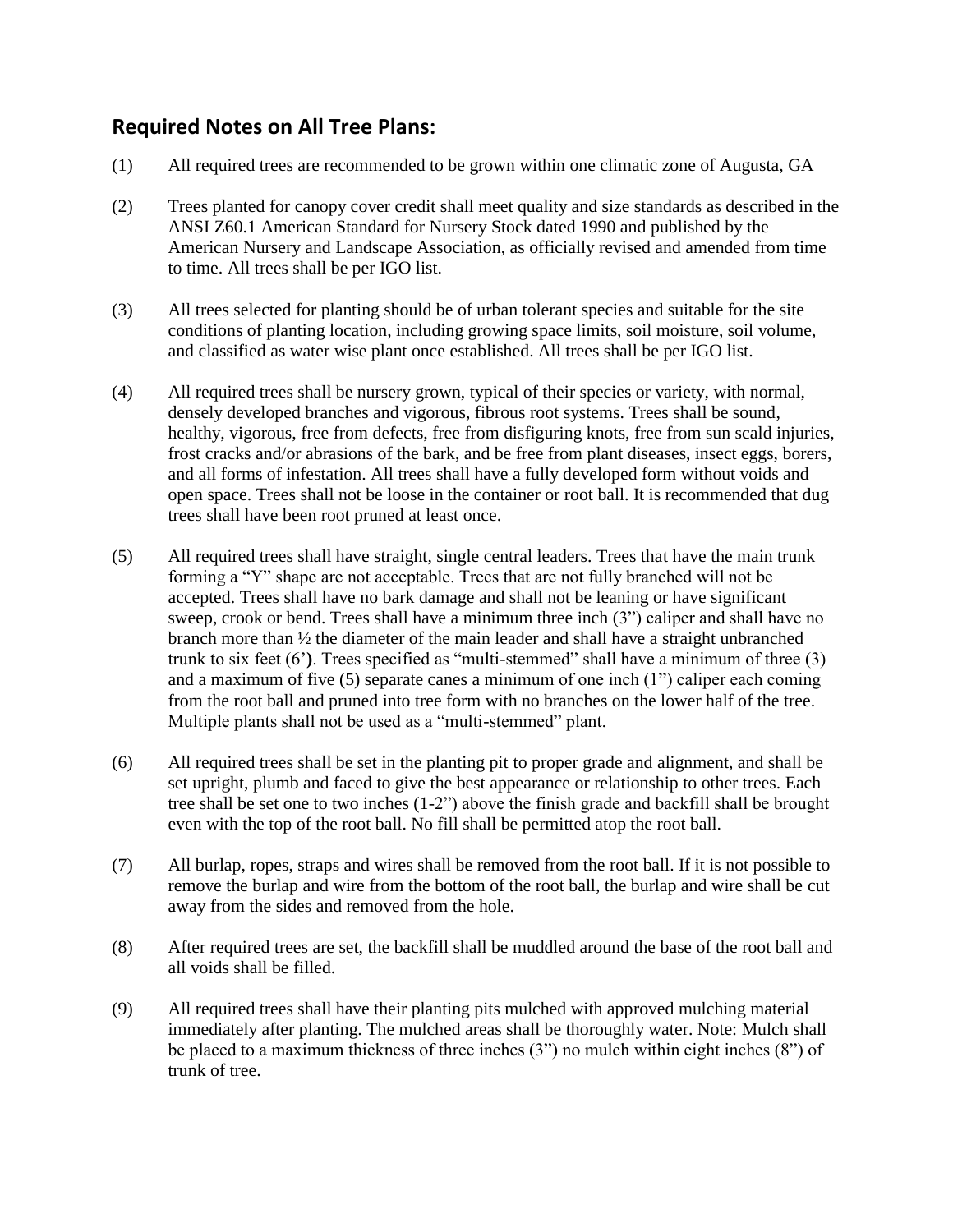## Required Notes on All Tree Plans:

(1) All required trees are recommended to be grown within one climatic zone of Augusta, GA

(2) Trees planted for canopy cover credit shall meet quality and size standards as described in the ANSI Z60.1 American Standard for Nursery Stock dated 1990 and published by the American Nursery and Landscape Association, as officially revised and amended from time to time. All trees shall be per IGO list.

(3) All trees selected for planting should be of urban tolerant species and suitable for the site conditions of planting location, including growing space limits, soil moisture, soil volume, and classified as water wise plant once established. All trees shall be per IGO list.

(4) All required trees shall be nursery grown, typical of their species or variety, with normal, densely developed branches and vigorous, fibrous root systems. Trees shall be sound, healthy, vigorous, free from defects, free from disfiguring knots, free from sun scald injuries, frost cracks and/or abrasions of the bark, and be free from plant diseases, insect eggs, borers, and all forms of infestation. All trees shall have a fully developed form without voids and open space. Trees shall not be loose in the container or root ball. It is recommended that dug trees shall have been root pruned at least once.

(5) All required trees shall have straight, single central leaders. Trees that have the main trunk forming a "Y" shape are not acceptable. Trees that are not fully branched will not be accepted. Trees shall have no bark damage and shall not be leaning or have significant sweep, crook or bend. Trees shall have a minimum three inch (3") caliper and shall have no branch more than ½ the diameter of the main leader and shall have a straight unbranched trunk to six feet (6'**)**. Trees specified as "multi-stemmed" shall have a minimum of three (3) and a maximum of five (5) separate canes a minimum of one inch (1") caliper each coming from the root ball and pruned into tree form with no branches on the lower half of the tree. Multiple plants shall not be used as a "multi-stemmed" plant.

(6) All required trees shall be set in the planting pit to proper grade and alignment, and shall be set upright, plumb and faced to give the best appearance or relationship to other trees. Each tree shall be set one to two inches (1-2") above the finish grade and backfill shall be brought even with the top of the root ball. No fill shall be permitted atop the root ball.

(7) All burlap, ropes, straps and wires shall be removed from the root ball. If it is not possible to remove the burlap and wire from the bottom of the root ball, the burlap and wire shall be cut away from the sides and removed from the hole.

(8) After required trees are set, the backfill shall be muddled around the base of the root ball and all voids shall be filled.

(9) All required trees shall have their planting pits mulched with approved mulching material immediately after planting. The mulched areas shall be thoroughly water. Note: Mulch shall be placed to a maximum thickness of three inches (3") no mulch within eight inches (8") of trunk of tree.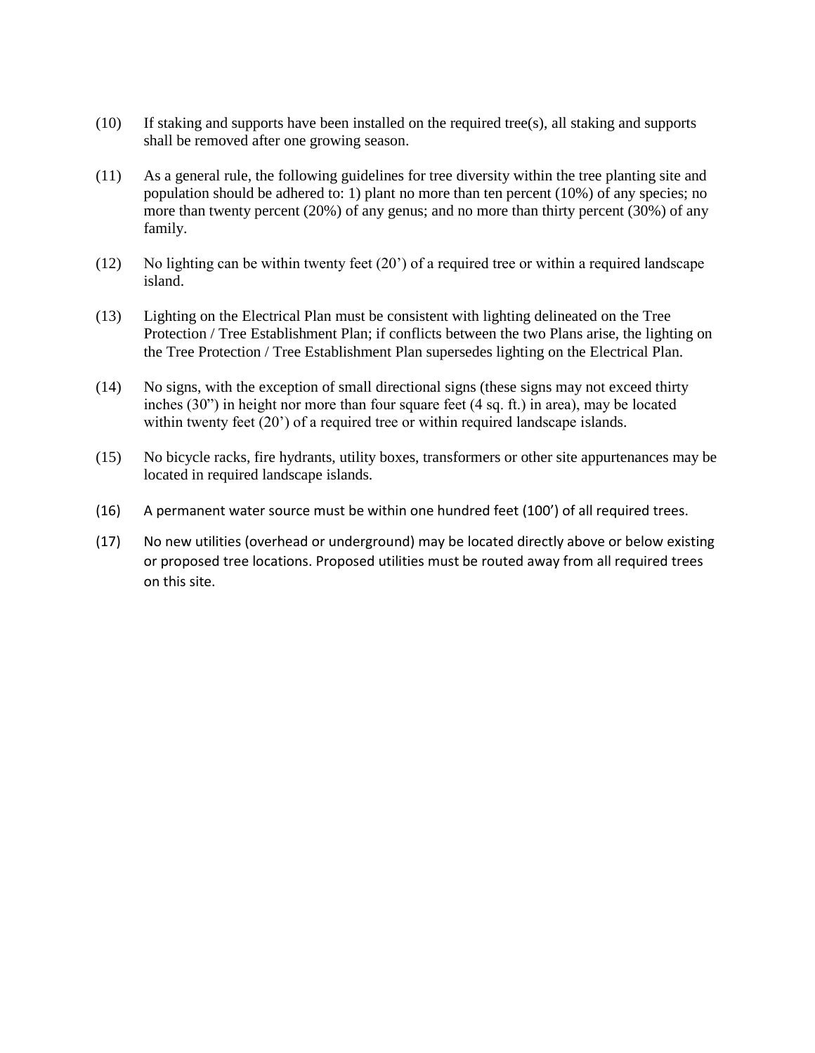(10) If staking and supports have been installed on the required tree(s), all staking and supports shall be removed after one growing season.

(11) As a general rule, the following guidelines for tree diversity within the tree planting site and population should be adhered to: 1) plant no more than ten percent (10%) of any species; no more than twenty percent (20%) of any genus; and no more than thirty percent (30%) of any family.

(12) No lighting can be within twenty feet (20') of a required tree or within a required landscape island.

(13) Lighting on the Electrical Plan must be consistent with lighting delineated on the Tree Protection / Tree Establishment Plan; if conflicts between the two Plans arise, the lighting on the Tree Protection / Tree Establishment Plan supersedes lighting on the Electrical Plan.

(14) No signs, with the exception of small directional signs (these signs may not exceed thirty inches (30") in height nor more than four square feet (4 sq. ft.) in area), may be located within twenty feet (20') of a required tree or within required landscape islands.

(15) No bicycle racks, fire hydrants, utility boxes, transformers or other site appurtenances may be located in required landscape islands.

(16) A permanent water source must be within one hundred feet (100') of all required trees.

(17) No new utilities (overhead or underground) may be located directly above or below existing or proposed tree locations. Proposed utilities must be routed away from all required trees on this site.